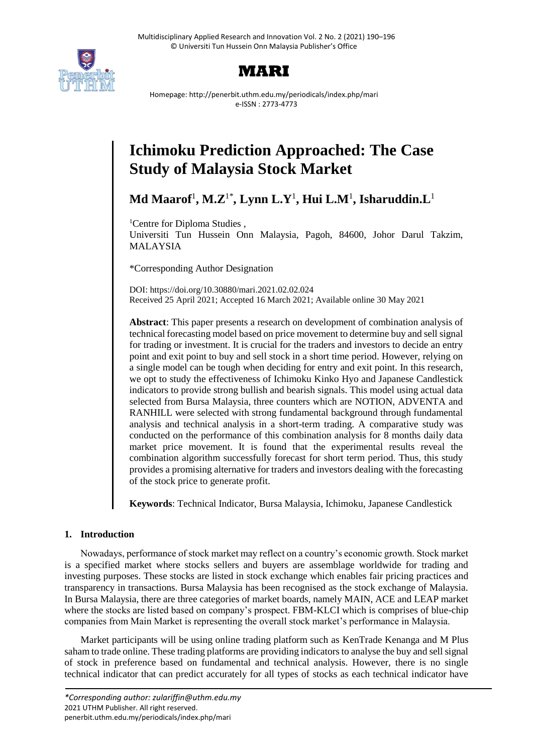# MARI

Homepage: http://penerbit.uthm.edu.my/periodicals/index.php/mari
e-ISSN : 2773-4773

# Ichimoku Prediction Approached: The Case Study of Malaysia Stock Market

**Md Maarof[1], M.Z[1*], Lynn L.Y[1], Hui L.M[1], Isharuddin.L[1]**

[1]Centre for Diploma Studies , Universiti Tun Hussein Onn Malaysia, Pagoh, 84600, Johor Darul Takzim, MALAYSIA

*Corresponding Author Designation

DOI: https://doi.org/10.30880/mari.2021.02.02.024
Received 25 April 2021; Accepted 16 March 2021; Available online 30 May 2021

**Abstract**: This paper presents a research on development of combination analysis of technical forecasting model based on price movement to determine buy and sell signal for trading or investment. It is crucial for the traders and investors to decide an entry point and exit point to buy and sell stock in a short time period. However, relying on a single model can be tough when deciding for entry and exit point. In this research, we opt to study the effectiveness of Ichimoku Kinko Hyo and Japanese Candlestick indicators to provide strong bullish and bearish signals. This model using actual data selected from Bursa Malaysia, three counters which are NOTION, ADVENTA and RANHILL were selected with strong fundamental background through fundamental analysis and technical analysis in a short-term trading. A comparative study was conducted on the performance of this combination analysis for 8 months daily data market price movement. It is found that the experimental results reveal the combination algorithm successfully forecast for short term period. Thus, this study provides a promising alternative for traders and investors dealing with the forecasting of the stock price to generate profit.

**Keywords**: Technical Indicator, Bursa Malaysia, Ichimoku, Japanese Candlestick

## 1. Introduction

Nowadays, performance of stock market may reflect on a country's economic growth. Stock market is a specified market where stocks sellers and buyers are assemblage worldwide for trading and investing purposes. These stocks are listed in stock exchange which enables fair pricing practices and transparency in transactions. Bursa Malaysia has been recognised as the stock exchange of Malaysia. In Bursa Malaysia, there are three categories of market boards, namely MAIN, ACE and LEAP market where the stocks are listed based on company's prospect. FBM-KLCI which is comprises of blue-chip companies from Main Market is representing the overall stock market's performance in Malaysia.

Market participants will be using online trading platform such as KenTrade Kenanga and M Plus saham to trade online. These trading platforms are providing indicators to analyse the buy and sell signal of stock in preference based on fundamental and technical analysis. However, there is no single technical indicator that can predict accurately for all types of stocks as each technical indicator have

*Corresponding author: zulariffin@uthm.edu.my
2021 UTHM Publisher. All right reserved.
penerbit.uthm.edu.my/periodicals/index.php/mari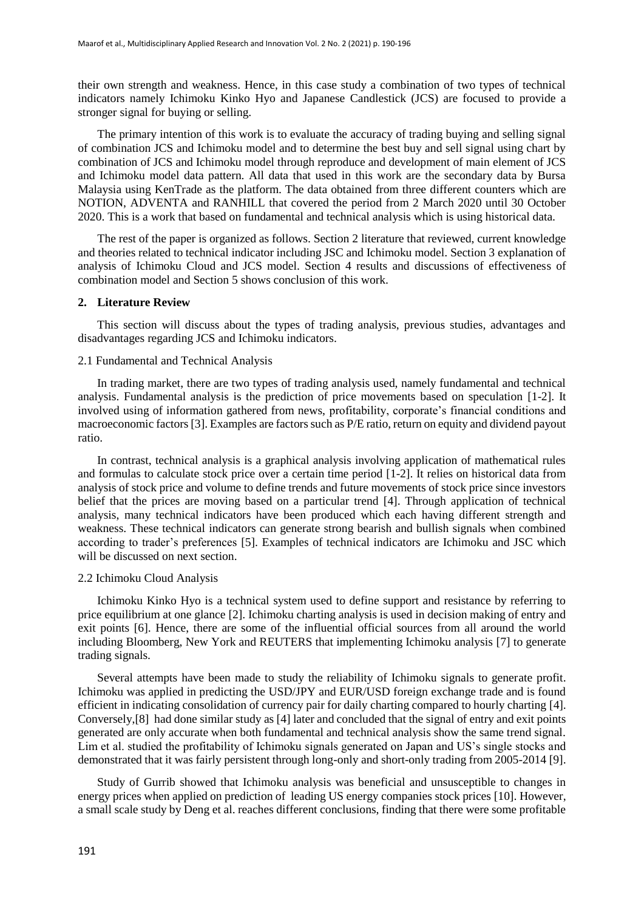their own strength and weakness. Hence, in this case study a combination of two types of technical indicators namely Ichimoku Kinko Hyo and Japanese Candlestick (JCS) are focused to provide a stronger signal for buying or selling.

The primary intention of this work is to evaluate the accuracy of trading buying and selling signal of combination JCS and Ichimoku model and to determine the best buy and sell signal using chart by combination of JCS and Ichimoku model through reproduce and development of main element of JCS and Ichimoku model data pattern. All data that used in this work are the secondary data by Bursa Malaysia using KenTrade as the platform. The data obtained from three different counters which are NOTION, ADVENTA and RANHILL that covered the period from 2 March 2020 until 30 October 2020. This is a work that based on fundamental and technical analysis which is using historical data.

The rest of the paper is organized as follows. Section 2 literature that reviewed, current knowledge and theories related to technical indicator including JSC and Ichimoku model. Section 3 explanation of analysis of Ichimoku Cloud and JCS model. Section 4 results and discussions of effectiveness of combination model and Section 5 shows conclusion of this work.

## 2. Literature Review

This section will discuss about the types of trading analysis, previous studies, advantages and disadvantages regarding JCS and Ichimoku indicators.

### 2.1 Fundamental and Technical Analysis

In trading market, there are two types of trading analysis used, namely fundamental and technical analysis. Fundamental analysis is the prediction of price movements based on speculation [1-2]. It involved using of information gathered from news, profitability, corporate's financial conditions and macroeconomic factors [3]. Examples are factors such as P/E ratio, return on equity and dividend payout ratio.

In contrast, technical analysis is a graphical analysis involving application of mathematical rules and formulas to calculate stock price over a certain time period [1-2]. It relies on historical data from analysis of stock price and volume to define trends and future movements of stock price since investors belief that the prices are moving based on a particular trend [4]. Through application of technical analysis, many technical indicators have been produced which each having different strength and weakness. These technical indicators can generate strong bearish and bullish signals when combined according to trader's preferences [5]. Examples of technical indicators are Ichimoku and JSC which will be discussed on next section.

### 2.2 Ichimoku Cloud Analysis

Ichimoku Kinko Hyo is a technical system used to define support and resistance by referring to price equilibrium at one glance [2]. Ichimoku charting analysis is used in decision making of entry and exit points [6]. Hence, there are some of the influential official sources from all around the world including Bloomberg, New York and REUTERS that implementing Ichimoku analysis [7] to generate trading signals.

Several attempts have been made to study the reliability of Ichimoku signals to generate profit. Ichimoku was applied in predicting the USD/JPY and EUR/USD foreign exchange trade and is found efficient in indicating consolidation of currency pair for daily charting compared to hourly charting [4]. Conversely,[8] had done similar study as [4] later and concluded that the signal of entry and exit points generated are only accurate when both fundamental and technical analysis show the same trend signal. Lim et al. studied the profitability of Ichimoku signals generated on Japan and US's single stocks and demonstrated that it was fairly persistent through long-only and short-only trading from 2005-2014 [9].

Study of Gurrib showed that Ichimoku analysis was beneficial and unsusceptible to changes in energy prices when applied on prediction of leading US energy companies stock prices [10]. However, a small scale study by Deng et al. reaches different conclusions, finding that there were some profitable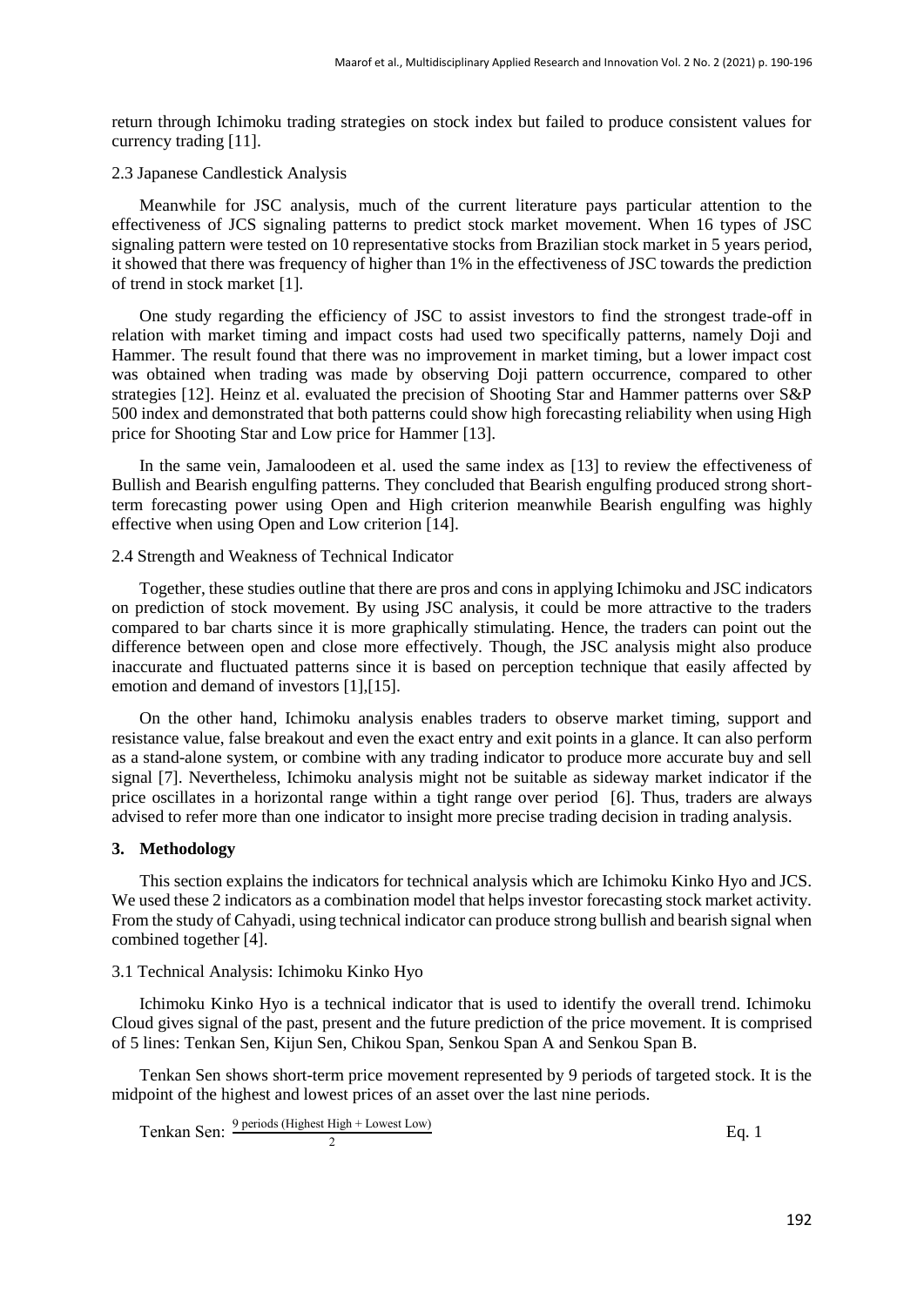return through Ichimoku trading strategies on stock index but failed to produce consistent values for currency trading [11].

### 2.3 Japanese Candlestick Analysis

Meanwhile for JSC analysis, much of the current literature pays particular attention to the effectiveness of JCS signaling patterns to predict stock market movement. When 16 types of JSC signaling pattern were tested on 10 representative stocks from Brazilian stock market in 5 years period, it showed that there was frequency of higher than 1% in the effectiveness of JSC towards the prediction of trend in stock market [1].

One study regarding the efficiency of JSC to assist investors to find the strongest trade-off in relation with market timing and impact costs had used two specifically patterns, namely Doji and Hammer. The result found that there was no improvement in market timing, but a lower impact cost was obtained when trading was made by observing Doji pattern occurrence, compared to other strategies [12]. Heinz et al. evaluated the precision of Shooting Star and Hammer patterns over S&P 500 index and demonstrated that both patterns could show high forecasting reliability when using High price for Shooting Star and Low price for Hammer [13].

In the same vein, Jamaloodeen et al. used the same index as [13] to review the effectiveness of Bullish and Bearish engulfing patterns. They concluded that Bearish engulfing produced strong short-term forecasting power using Open and High criterion meanwhile Bearish engulfing was highly effective when using Open and Low criterion [14].

### 2.4 Strength and Weakness of Technical Indicator

Together, these studies outline that there are pros and cons in applying Ichimoku and JSC indicators on prediction of stock movement. By using JSC analysis, it could be more attractive to the traders compared to bar charts since it is more graphically stimulating. Hence, the traders can point out the difference between open and close more effectively. Though, the JSC analysis might also produce inaccurate and fluctuated patterns since it is based on perception technique that easily affected by emotion and demand of investors [1],[15].

On the other hand, Ichimoku analysis enables traders to observe market timing, support and resistance value, false breakout and even the exact entry and exit points in a glance. It can also perform as a stand-alone system, or combine with any trading indicator to produce more accurate buy and sell signal [7]. Nevertheless, Ichimoku analysis might not be suitable as sideway market indicator if the price oscillates in a horizontal range within a tight range over period [6]. Thus, traders are always advised to refer more than one indicator to insight more precise trading decision in trading analysis.

## 3. Methodology

This section explains the indicators for technical analysis which are Ichimoku Kinko Hyo and JCS. We used these 2 indicators as a combination model that helps investor forecasting stock market activity. From the study of Cahyadi, using technical indicator can produce strong bullish and bearish signal when combined together [4].

### 3.1 Technical Analysis: Ichimoku Kinko Hyo

Ichimoku Kinko Hyo is a technical indicator that is used to identify the overall trend. Ichimoku Cloud gives signal of the past, present and the future prediction of the price movement. It is comprised of 5 lines: Tenkan Sen, Kijun Sen, Chikou Span, Senkou Span A and Senkou Span B.

Tenkan Sen shows short-term price movement represented by 9 periods of targeted stock. It is the midpoint of the highest and lowest prices of an asset over the last nine periods.

$$\text{Tenkan Sen: } \frac{\text{9 periods (Highest High + Lowest Low)}}{2} \qquad \text{Eq. 1}$$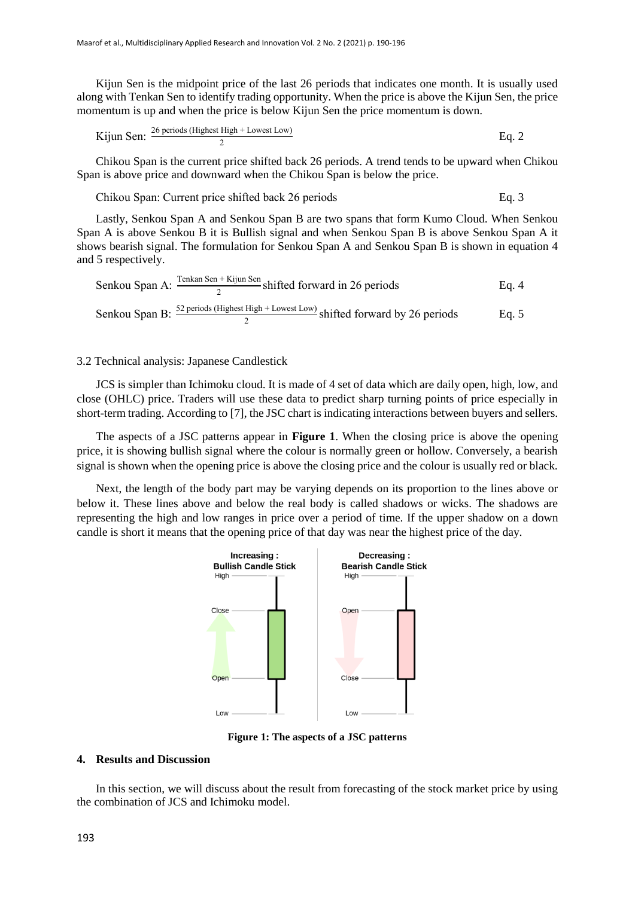Kijun Sen is the midpoint price of the last 26 periods that indicates one month. It is usually used along with Tenkan Sen to identify trading opportunity. When the price is above the Kijun Sen, the price momentum is up and when the price is below Kijun Sen the price momentum is down.

$$\text{Kijun Sen: } \frac{\text{26 periods (Highest High + Lowest Low)}}{2} \qquad \text{Eq. 2}$$

Chikou Span is the current price shifted back 26 periods. A trend tends to be upward when Chikou Span is above price and downward when the Chikou Span is below the price.

Chikou Span: Current price shifted back 26 periods Eq. 3

Lastly, Senkou Span A and Senkou Span B are two spans that form Kumo Cloud. When Senkou Span A is above Senkou B it is Bullish signal and when Senkou Span B is above Senkou Span A it shows bearish signal. The formulation for Senkou Span A and Senkou Span B is shown in equation 4 and 5 respectively.

$$\text{Senkou Span A: } \frac{\text{Tenkan Sen + Kijun Sen}}{2} \text{ shifted forward in 26 periods} \qquad \text{Eq. 4}$$

$$\text{Senkou Span B: } \frac{\text{52 periods (Highest High + Lowest Low)}}{2} \text{ shifted forward by 26 periods} \qquad \text{Eq. 5}$$

### 3.2 Technical analysis: Japanese Candlestick

JCS is simpler than Ichimoku cloud. It is made of 4 set of data which are daily open, high, low, and close (OHLC) price. Traders will use these data to predict sharp turning points of price especially in short-term trading. According to [7], the JSC chart is indicating interactions between buyers and sellers.

The aspects of a JSC patterns appear in **Figure 1**. When the closing price is above the opening price, it is showing bullish signal where the colour is normally green or hollow. Conversely, a bearish signal is shown when the opening price is above the closing price and the colour is usually red or black.

Next, the length of the body part may be varying depends on its proportion to the lines above or below it. These lines above and below the real body is called shadows or wicks. The shadows are representing the high and low ranges in price over a period of time. If the upper shadow on a down candle is short it means that the opening price of that day was near the highest price of the day.

**Figure 1: The aspects of a JSC patterns**

## 4. Results and Discussion

In this section, we will discuss about the result from forecasting of the stock market price by using the combination of JCS and Ichimoku model.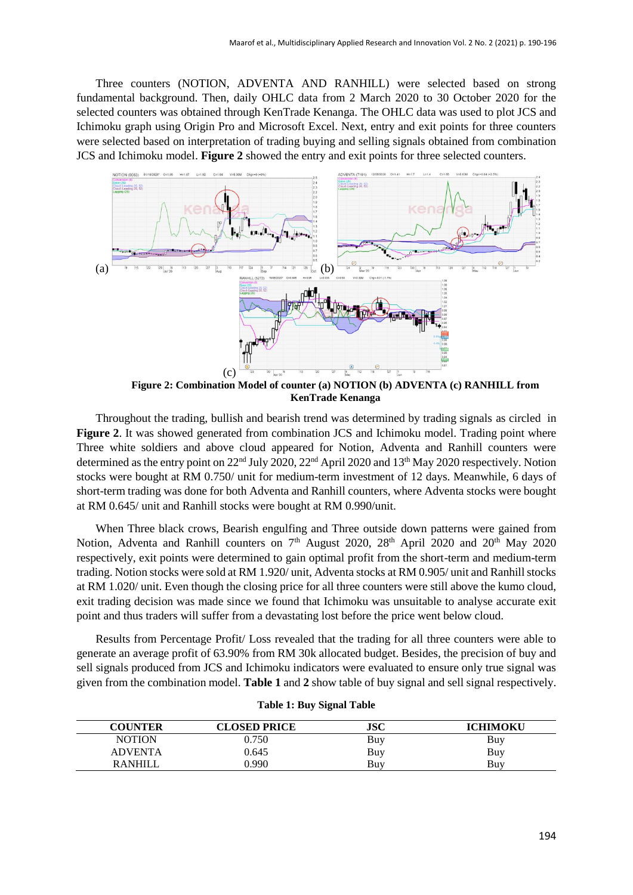Three counters (NOTION, ADVENTA AND RANHILL) were selected based on strong fundamental background. Then, daily OHLC data from 2 March 2020 to 30 October 2020 for the selected counters was obtained through KenTrade Kenanga. The OHLC data was used to plot JCS and Ichimoku graph using Origin Pro and Microsoft Excel. Next, entry and exit points for three counters were selected based on interpretation of trading buying and selling signals obtained from combination JCS and Ichimoku model. **Figure 2** showed the entry and exit points for three selected counters.

**Figure 2: Combination Model of counter (a) NOTION (b) ADVENTA (c) RANHILL from KenTrade Kenanga**

Throughout the trading, bullish and bearish trend was determined by trading signals as circled in **Figure 2**. It was showed generated from combination JCS and Ichimoku model. Trading point where Three white soldiers and above cloud appeared for Notion, Adventa and Ranhill counters were determined as the entry point on 22nd July 2020, 22nd April 2020 and 13th May 2020 respectively. Notion stocks were bought at RM 0.750/ unit for medium-term investment of 12 days. Meanwhile, 6 days of short-term trading was done for both Adventa and Ranhill counters, where Adventa stocks were bought at RM 0.645/ unit and Ranhill stocks were bought at RM 0.990/unit.

When Three black crows, Bearish engulfing and Three outside down patterns were gained from Notion, Adventa and Ranhill counters on 7th August 2020, 28th April 2020 and 20th May 2020 respectively, exit points were determined to gain optimal profit from the short-term and medium-term trading. Notion stocks were sold at RM 1.920/ unit, Adventa stocks at RM 0.905/ unit and Ranhill stocks at RM 1.020/ unit. Even though the closing price for all three counters were still above the kumo cloud, exit trading decision was made since we found that Ichimoku was unsuitable to analyse accurate exit point and thus traders will suffer from a devastating lost before the price went below cloud.

Results from Percentage Profit/ Loss revealed that the trading for all three counters were able to generate an average profit of 63.90% from RM 30k allocated budget. Besides, the precision of buy and sell signals produced from JCS and Ichimoku indicators were evaluated to ensure only true signal was given from the combination model. **Table 1** and **2** show table of buy signal and sell signal respectively.

**Table 1: Buy Signal Table**

| COUNTER | CLOSED PRICE | JSC | ICHIMOKU |
|---|---|---|---|
| NOTION | 0.750 | Buy | Buy |
| ADVENTA | 0.645 | Buy | Buy |
| RANHILL | 0.990 | Buy | Buy |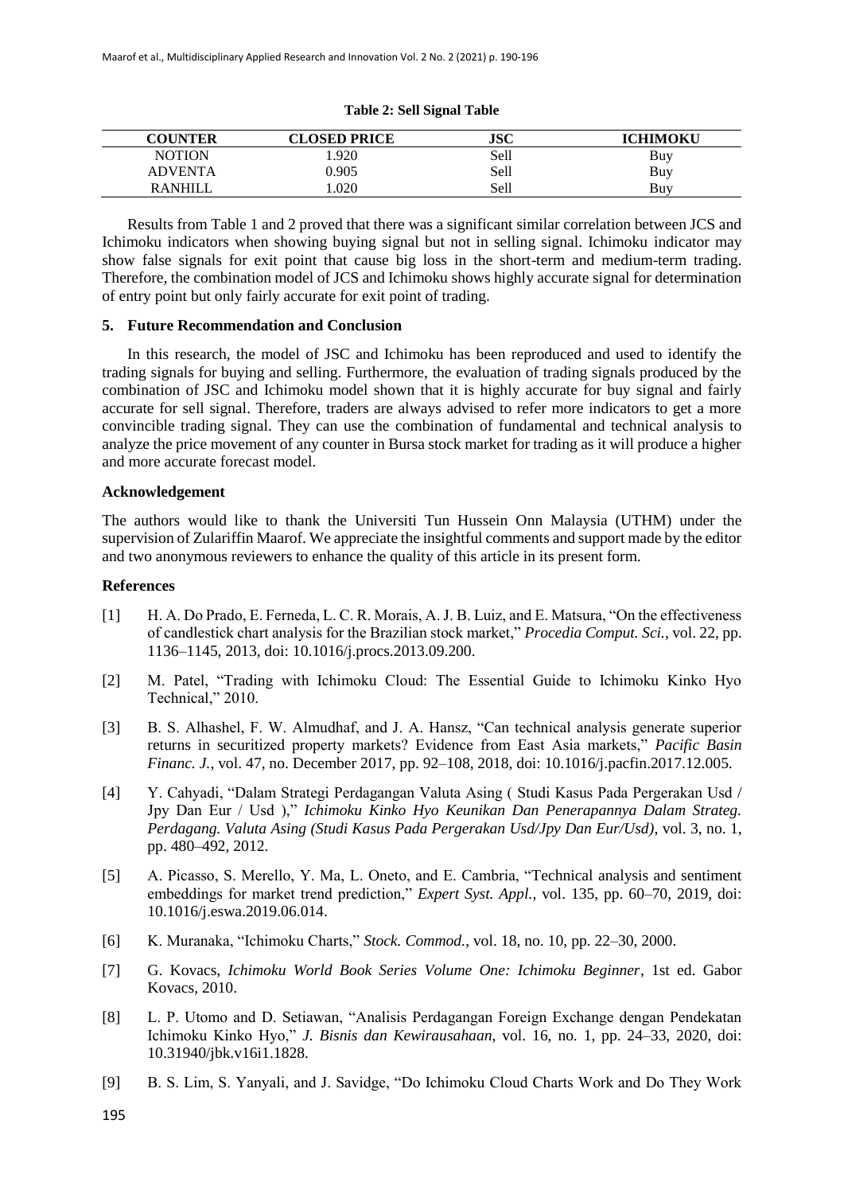**Table 2: Sell Signal Table**

| COUNTER | CLOSED PRICE | JSC | ICHIMOKU |
|---|---|---|---|
| NOTION | 1.920 | Sell | Buy |
| ADVENTA | 0.905 | Sell | Buy |
| RANHILL | 1.020 | Sell | Buy |

Results from Table 1 and 2 proved that there was a significant similar correlation between JCS and Ichimoku indicators when showing buying signal but not in selling signal. Ichimoku indicator may show false signals for exit point that cause big loss in the short-term and medium-term trading. Therefore, the combination model of JCS and Ichimoku shows highly accurate signal for determination of entry point but only fairly accurate for exit point of trading.

## 5. Future Recommendation and Conclusion

In this research, the model of JSC and Ichimoku has been reproduced and used to identify the trading signals for buying and selling. Furthermore, the evaluation of trading signals produced by the combination of JSC and Ichimoku model shown that it is highly accurate for buy signal and fairly accurate for sell signal. Therefore, traders are always advised to refer more indicators to get a more convincible trading signal. They can use the combination of fundamental and technical analysis to analyze the price movement of any counter in Bursa stock market for trading as it will produce a higher and more accurate forecast model.

## Acknowledgement

The authors would like to thank the Universiti Tun Hussein Onn Malaysia (UTHM) under the supervision of Zulariffin Maarof. We appreciate the insightful comments and support made by the editor and two anonymous reviewers to enhance the quality of this article in its present form.

## References

[1] H. A. Do Prado, E. Ferneda, L. C. R. Morais, A. J. B. Luiz, and E. Matsura, "On the effectiveness of candlestick chart analysis for the Brazilian stock market," *Procedia Comput. Sci.*, vol. 22, pp. 1136–1145, 2013, doi: 10.1016/j.procs.2013.09.200.

[2] M. Patel, "Trading with Ichimoku Cloud: The Essential Guide to Ichimoku Kinko Hyo Technical," 2010.

[3] B. S. Alhashel, F. W. Almudhaf, and J. A. Hansz, "Can technical analysis generate superior returns in securitized property markets? Evidence from East Asia markets," *Pacific Basin Financ. J.*, vol. 47, no. December 2017, pp. 92–108, 2018, doi: 10.1016/j.pacfin.2017.12.005.

[4] Y. Cahyadi, "Dalam Strategi Perdagangan Valuta Asing ( Studi Kasus Pada Pergerakan Usd / Jpy Dan Eur / Usd )," *Ichimoku Kinko Hyo Keunikan Dan Penerapannya Dalam Strateg. Perdagang. Valuta Asing (Studi Kasus Pada Pergerakan Usd/Jpy Dan Eur/Usd)*, vol. 3, no. 1, pp. 480–492, 2012.

[5] A. Picasso, S. Merello, Y. Ma, L. Oneto, and E. Cambria, "Technical analysis and sentiment embeddings for market trend prediction," *Expert Syst. Appl.*, vol. 135, pp. 60–70, 2019, doi: 10.1016/j.eswa.2019.06.014.

[6] K. Muranaka, "Ichimoku Charts," *Stock. Commod.*, vol. 18, no. 10, pp. 22–30, 2000.

[7] G. Kovacs, *Ichimoku World Book Series Volume One: Ichimoku Beginner*, 1st ed. Gabor Kovacs, 2010.

[8] L. P. Utomo and D. Setiawan, "Analisis Perdagangan Foreign Exchange dengan Pendekatan Ichimoku Kinko Hyo," *J. Bisnis dan Kewirausahaan*, vol. 16, no. 1, pp. 24–33, 2020, doi: 10.31940/jbk.v16i1.1828.

[9] B. S. Lim, S. Yanyali, and J. Savidge, "Do Ichimoku Cloud Charts Work and Do They Work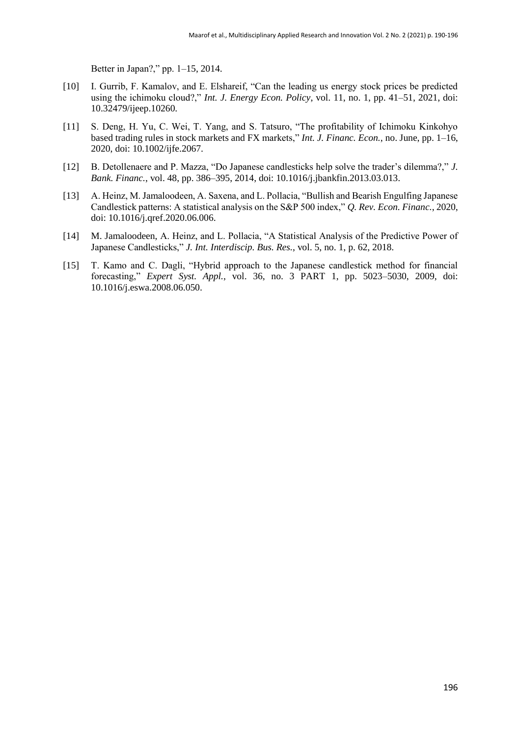Better in Japan?," pp. 1–15, 2014.

[10] I. Gurrib, F. Kamalov, and E. Elshareif, "Can the leading us energy stock prices be predicted using the ichimoku cloud?," *Int. J. Energy Econ. Policy*, vol. 11, no. 1, pp. 41–51, 2021, doi: 10.32479/ijeep.10260.

[11] S. Deng, H. Yu, C. Wei, T. Yang, and S. Tatsuro, "The profitability of Ichimoku Kinkohyo based trading rules in stock markets and FX markets," *Int. J. Financ. Econ.*, no. June, pp. 1–16, 2020, doi: 10.1002/ijfe.2067.

[12] B. Detollenaere and P. Mazza, "Do Japanese candlesticks help solve the trader's dilemma?," *J. Bank. Financ.*, vol. 48, pp. 386–395, 2014, doi: 10.1016/j.jbankfin.2013.03.013.

[13] A. Heinz, M. Jamaloodeen, A. Saxena, and L. Pollacia, "Bullish and Bearish Engulfing Japanese Candlestick patterns: A statistical analysis on the S&P 500 index," *Q. Rev. Econ. Financ.*, 2020, doi: 10.1016/j.qref.2020.06.006.

[14] M. Jamaloodeen, A. Heinz, and L. Pollacia, "A Statistical Analysis of the Predictive Power of Japanese Candlesticks," *J. Int. Interdiscip. Bus. Res.*, vol. 5, no. 1, p. 62, 2018.

[15] T. Kamo and C. Dagli, "Hybrid approach to the Japanese candlestick method for financial forecasting," *Expert Syst. Appl.*, vol. 36, no. 3 PART 1, pp. 5023–5030, 2009, doi: 10.1016/j.eswa.2008.06.050.